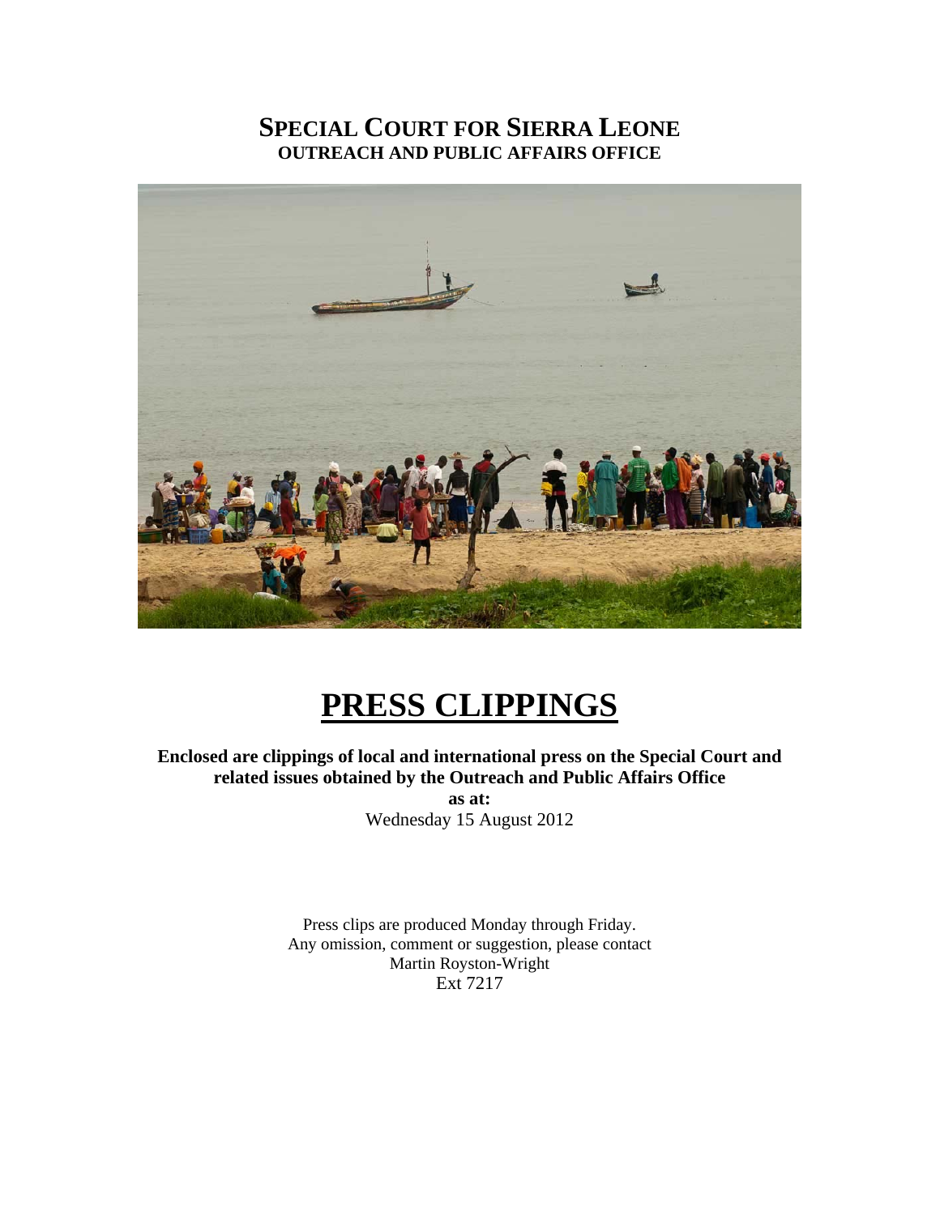# SPECIAL COURT FOR SIERRA LEONE

**OUTREACH AND PUBLIC AFFAIRS OFFICE**

# PRESS CLIPPINGS

**Enclosed are clippings of local and international press on the Special Court and related issues obtained by the Outreach and Public Affairs Office**

**as at:**

Wednesday 15 August 2012

Press clips are produced Monday through Friday.
Any omission, comment or suggestion, please contact
Martin Royston-Wright
Ext 7217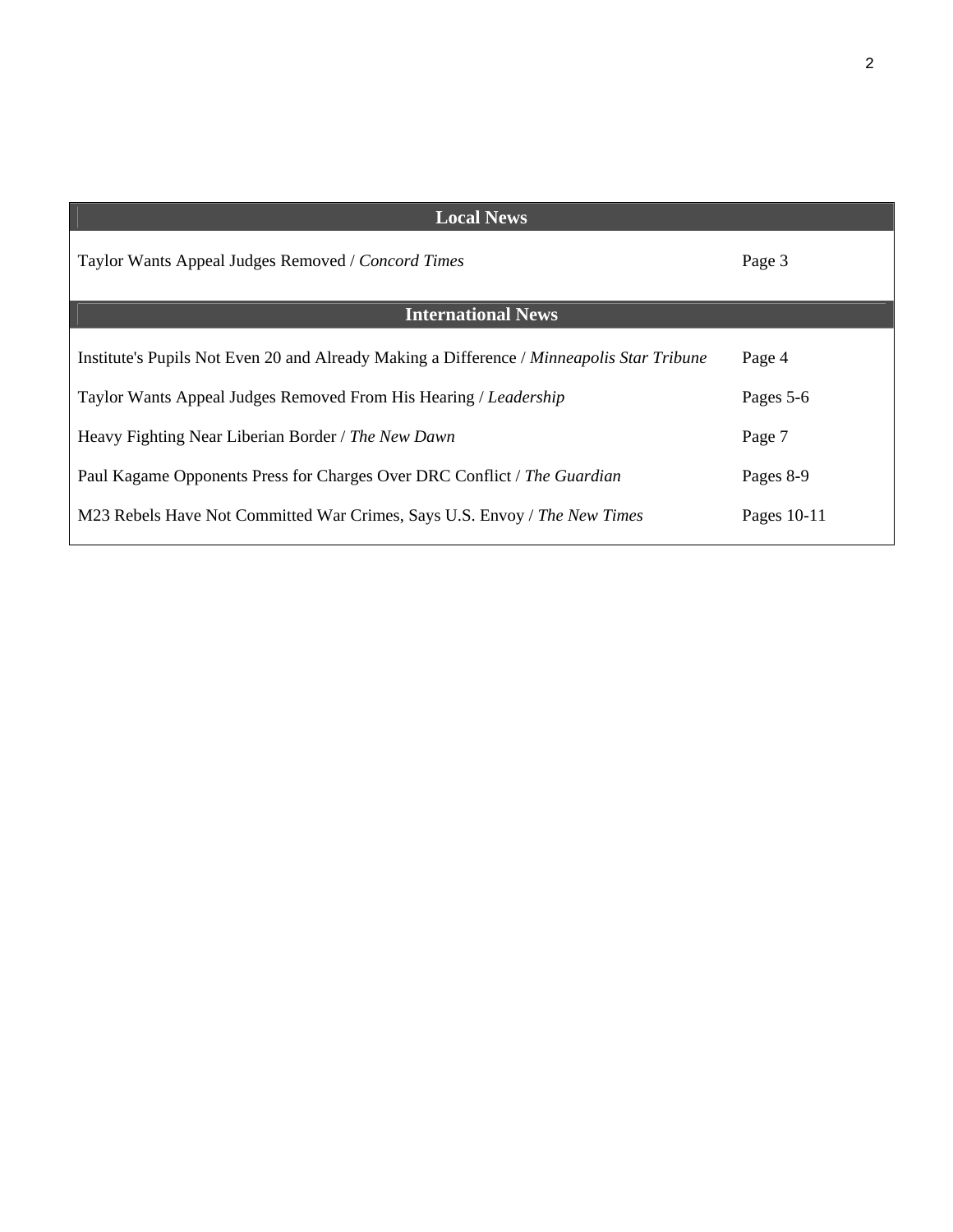## Local News

| | |
|---|---|
| Taylor Wants Appeal Judges Removed / *Concord Times* | Page 3 |

## International News

| | |
|---|---|
| Institute's Pupils Not Even 20 and Already Making a Difference / *Minneapolis Star Tribune* | Page 4 |
| Taylor Wants Appeal Judges Removed From His Hearing / *Leadership* | Pages 5-6 |
| Heavy Fighting Near Liberian Border / *The New Dawn* | Page 7 |
| Paul Kagame Opponents Press for Charges Over DRC Conflict / *The Guardian* | Pages 8-9 |
| M23 Rebels Have Not Committed War Crimes, Says U.S. Envoy / *The New Times* | Pages 10-11 |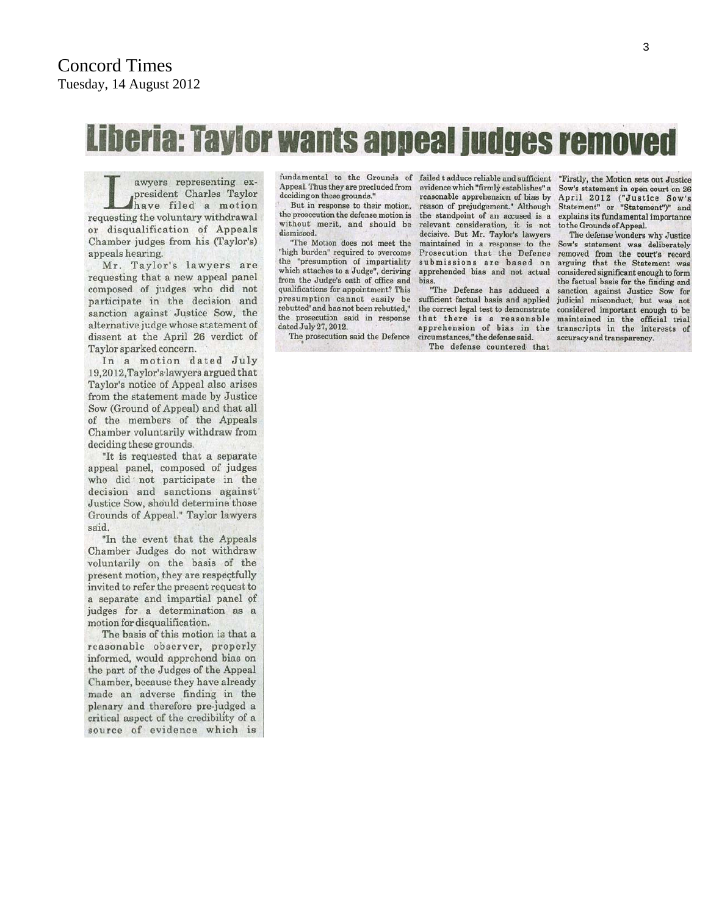Concord Times
Tuesday, 14 August 2012

# Liberia: Taylor wants appeal judges removed

Lawyers representing ex-president Charles Taylor have filed a motion requesting the voluntary withdrawal or disqualification of Appeals Chamber judges from his (Taylor's) appeals hearing.

Mr. Taylor's lawyers are requesting that a new appeal panel composed of judges who did not participate in the decision and sanction against Justice Sow, the alternative judge whose statement of dissent at the April 26 verdict of Taylor sparked concern.

In a motion dated July 19,2012,Taylor's lawyers argued that Taylor's notice of Appeal also arises from the statement made by Justice Sow (Ground of Appeal) and that all of the members of the Appeals Chamber voluntarily withdraw from deciding these grounds.

"It is requested that a separate appeal panel, composed of judges who did not participate in the decision and sanctions against Justice Sow, should determine those Grounds of Appeal." Taylor lawyers said.

"In the event that the Appeals Chamber Judges do not withdraw voluntarily on the basis of the present motion, they are respectfully invited to refer the present request to a separate and impartial panel of judges for a determination as a motion for disqualification.

The basis of this motion is that a reasonable observer, properly informed, would apprehend bias on the part of the Judges of the Appeal Chamber, because they have already made an adverse finding in the plenary and therefore pre-judged a critical aspect of the credibility of a source of evidence which is fundamental to the Grounds of Appeal. Thus they are precluded from deciding on these grounds."

But in response to their motion, the prosecution the defense motion is without merit, and should be dismissed.

"The Motion does not meet the "high burden" required to overcome the "presumption of impartiality which attaches to a Judge", deriving from the Judge's oath of office and qualifications for appointment? This presumption cannot easily be rebutted' and has not been rebutted," the prosecution said in response dated July 27, 2012.

The prosecution said the Defence failed t adduce reliable and sufficient evidence which "firmly establishes" a reasonable apprehension of bias by reason of prejudgement." Although the standpoint of an accused is a relevant consideration, it is not decisive. But Mr. Taylor's lawyers maintained in a response to the Prosecution that the Defence submissions are based on apprehended bias and not actual bias.

"The Defense has adduced a sufficient factual basis and applied the correct legal test to demonstrate that there is a reasonable apprehension of bias in the circumstances," the defense said.

The defense countered that "Firstly, the Motion sets out Justice Sow's statement in open court on 26 April 2012 ("Justice Sow's Statement" or "Statement")" and explains its fundamental importance to the Grounds of Appeal.

The defense wonders why Justice Sow's statement was deliberately removed from the court's record arguing that the Statement was considered significant enough to form the factual basis for the finding and sanction against Justice Sow for judicial misconduct, but was not considered important enough to be maintained in the official trial transcripts in the interests of accuracy and transparency.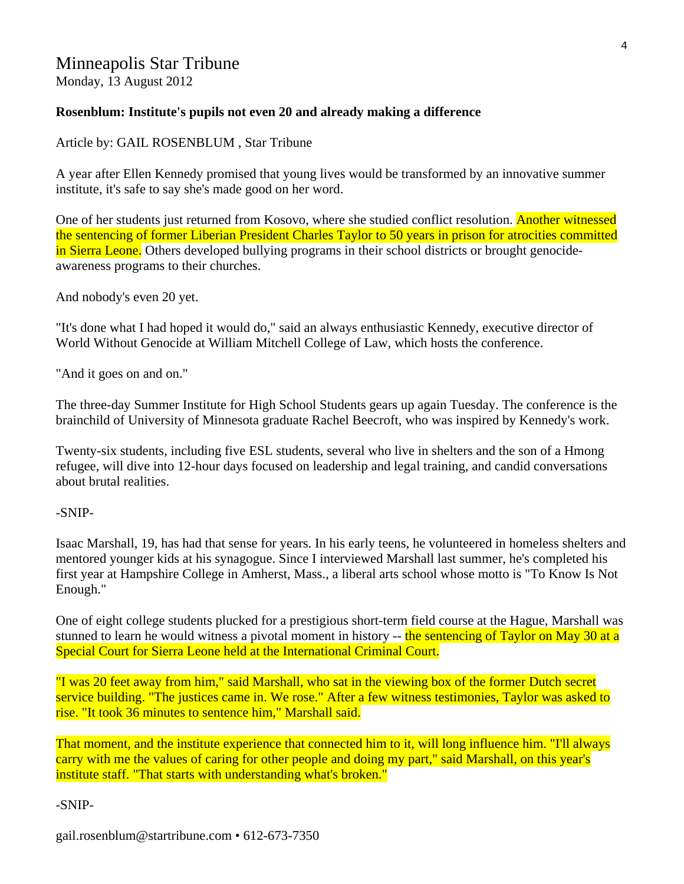# Minneapolis Star Tribune

Monday, 13 August 2012

**Rosenblum: Institute's pupils not even 20 and already making a difference**

Article by: GAIL ROSENBLUM , Star Tribune

A year after Ellen Kennedy promised that young lives would be transformed by an innovative summer institute, it's safe to say she's made good on her word.

One of her students just returned from Kosovo, where she studied conflict resolution. Another witnessed the sentencing of former Liberian President Charles Taylor to 50 years in prison for atrocities committed in Sierra Leone. Others developed bullying programs in their school districts or brought genocide-awareness programs to their churches.

And nobody's even 20 yet.

"It's done what I had hoped it would do," said an always enthusiastic Kennedy, executive director of World Without Genocide at William Mitchell College of Law, which hosts the conference.

"And it goes on and on."

The three-day Summer Institute for High School Students gears up again Tuesday. The conference is the brainchild of University of Minnesota graduate Rachel Beecroft, who was inspired by Kennedy's work.

Twenty-six students, including five ESL students, several who live in shelters and the son of a Hmong refugee, will dive into 12-hour days focused on leadership and legal training, and candid conversations about brutal realities.

-SNIP-

Isaac Marshall, 19, has had that sense for years. In his early teens, he volunteered in homeless shelters and mentored younger kids at his synagogue. Since I interviewed Marshall last summer, he's completed his first year at Hampshire College in Amherst, Mass., a liberal arts school whose motto is "To Know Is Not Enough."

One of eight college students plucked for a prestigious short-term field course at the Hague, Marshall was stunned to learn he would witness a pivotal moment in history -- the sentencing of Taylor on May 30 at a Special Court for Sierra Leone held at the International Criminal Court.

"I was 20 feet away from him," said Marshall, who sat in the viewing box of the former Dutch secret service building. "The justices came in. We rose." After a few witness testimonies, Taylor was asked to rise. "It took 36 minutes to sentence him," Marshall said.

That moment, and the institute experience that connected him to it, will long influence him. "I'll always carry with me the values of caring for other people and doing my part," said Marshall, on this year's institute staff. "That starts with understanding what's broken."

-SNIP-

gail.rosenblum@startribune.com • 612-673-7350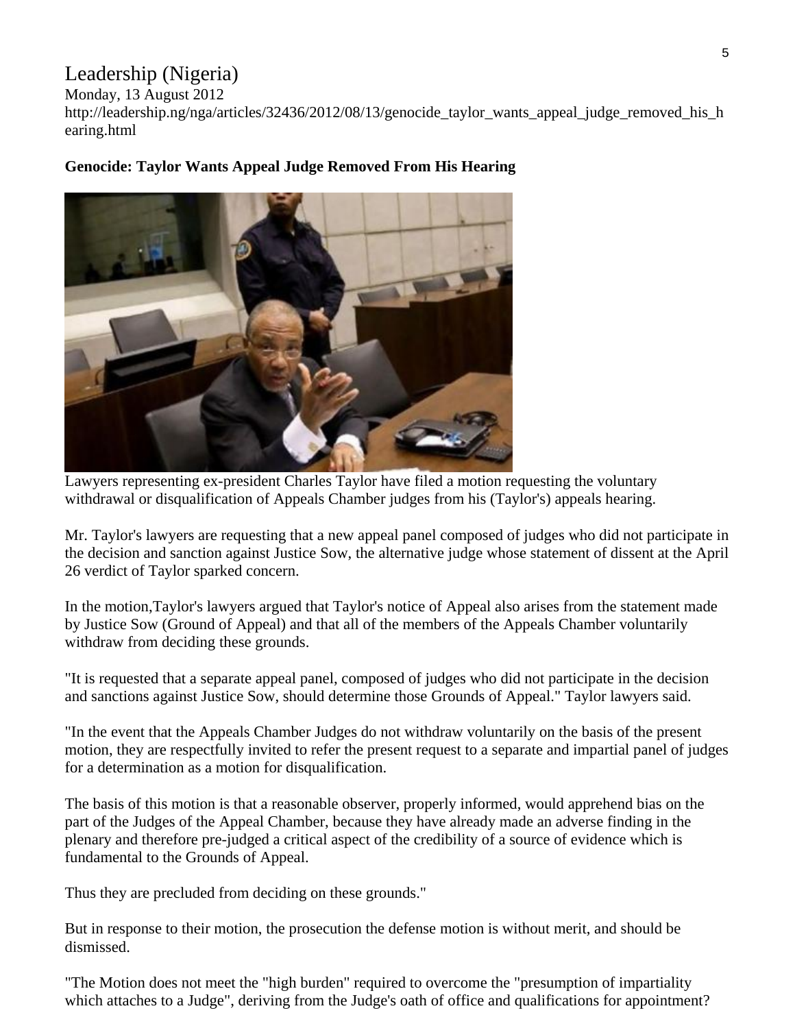Leadership (Nigeria)
Monday, 13 August 2012
http://leadership.ng/nga/articles/32436/2012/08/13/genocide_taylor_wants_appeal_judge_removed_his_hearing.html

**Genocide: Taylor Wants Appeal Judge Removed From His Hearing**

Lawyers representing ex-president Charles Taylor have filed a motion requesting the voluntary withdrawal or disqualification of Appeals Chamber judges from his (Taylor's) appeals hearing.

Mr. Taylor's lawyers are requesting that a new appeal panel composed of judges who did not participate in the decision and sanction against Justice Sow, the alternative judge whose statement of dissent at the April 26 verdict of Taylor sparked concern.

In the motion,Taylor's lawyers argued that Taylor's notice of Appeal also arises from the statement made by Justice Sow (Ground of Appeal) and that all of the members of the Appeals Chamber voluntarily withdraw from deciding these grounds.

"It is requested that a separate appeal panel, composed of judges who did not participate in the decision and sanctions against Justice Sow, should determine those Grounds of Appeal." Taylor lawyers said.

"In the event that the Appeals Chamber Judges do not withdraw voluntarily on the basis of the present motion, they are respectfully invited to refer the present request to a separate and impartial panel of judges for a determination as a motion for disqualification.

The basis of this motion is that a reasonable observer, properly informed, would apprehend bias on the part of the Judges of the Appeal Chamber, because they have already made an adverse finding in the plenary and therefore pre-judged a critical aspect of the credibility of a source of evidence which is fundamental to the Grounds of Appeal.

Thus they are precluded from deciding on these grounds."

But in response to their motion, the prosecution the defense motion is without merit, and should be dismissed.

"The Motion does not meet the "high burden" required to overcome the "presumption of impartiality which attaches to a Judge", deriving from the Judge's oath of office and qualifications for appointment?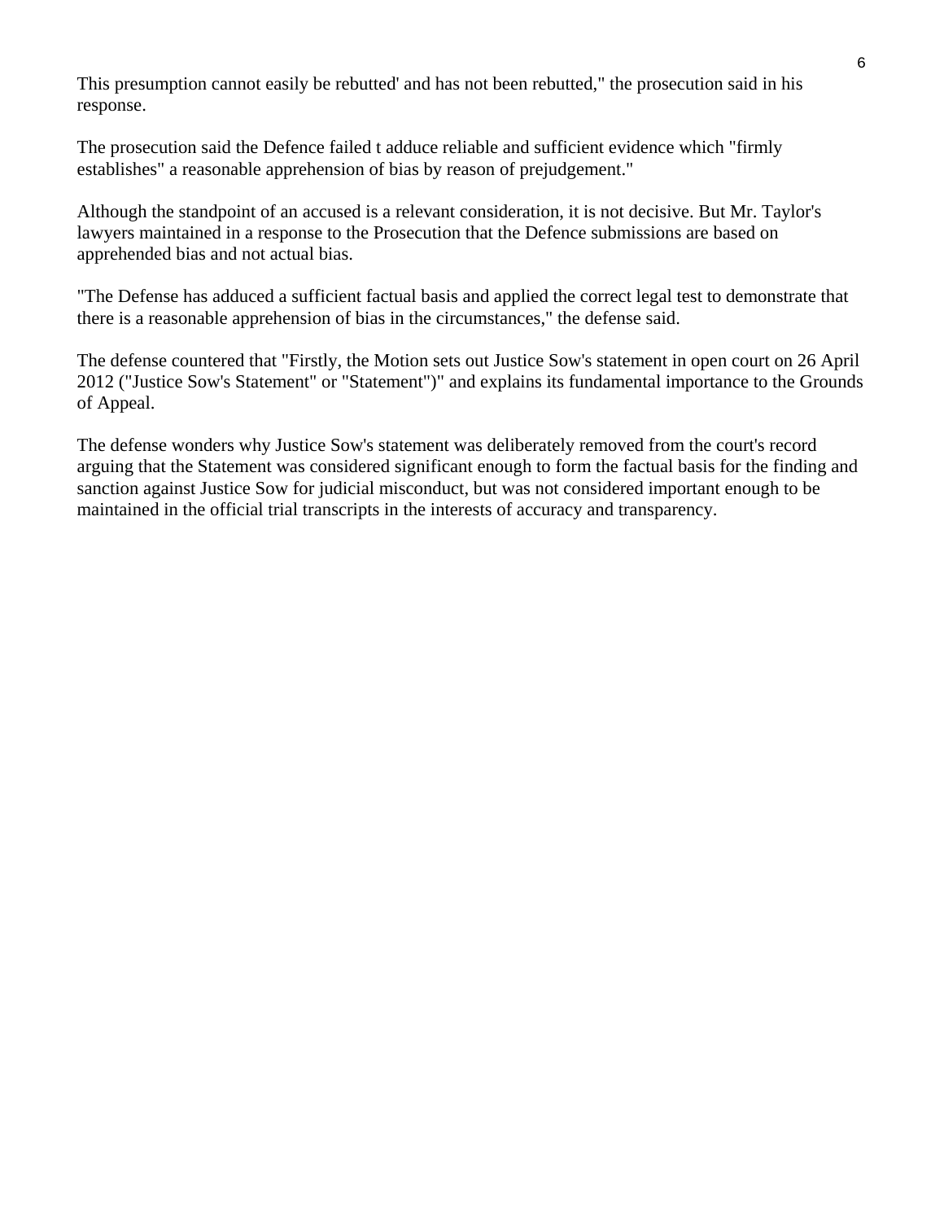This presumption cannot easily be rebutted' and has not been rebutted," the prosecution said in his response.

The prosecution said the Defence failed t adduce reliable and sufficient evidence which "firmly establishes" a reasonable apprehension of bias by reason of prejudgement."

Although the standpoint of an accused is a relevant consideration, it is not decisive. But Mr. Taylor's lawyers maintained in a response to the Prosecution that the Defence submissions are based on apprehended bias and not actual bias.

"The Defense has adduced a sufficient factual basis and applied the correct legal test to demonstrate that there is a reasonable apprehension of bias in the circumstances," the defense said.

The defense countered that "Firstly, the Motion sets out Justice Sow's statement in open court on 26 April 2012 ("Justice Sow's Statement" or "Statement")" and explains its fundamental importance to the Grounds of Appeal.

The defense wonders why Justice Sow's statement was deliberately removed from the court's record arguing that the Statement was considered significant enough to form the factual basis for the finding and sanction against Justice Sow for judicial misconduct, but was not considered important enough to be maintained in the official trial transcripts in the interests of accuracy and transparency.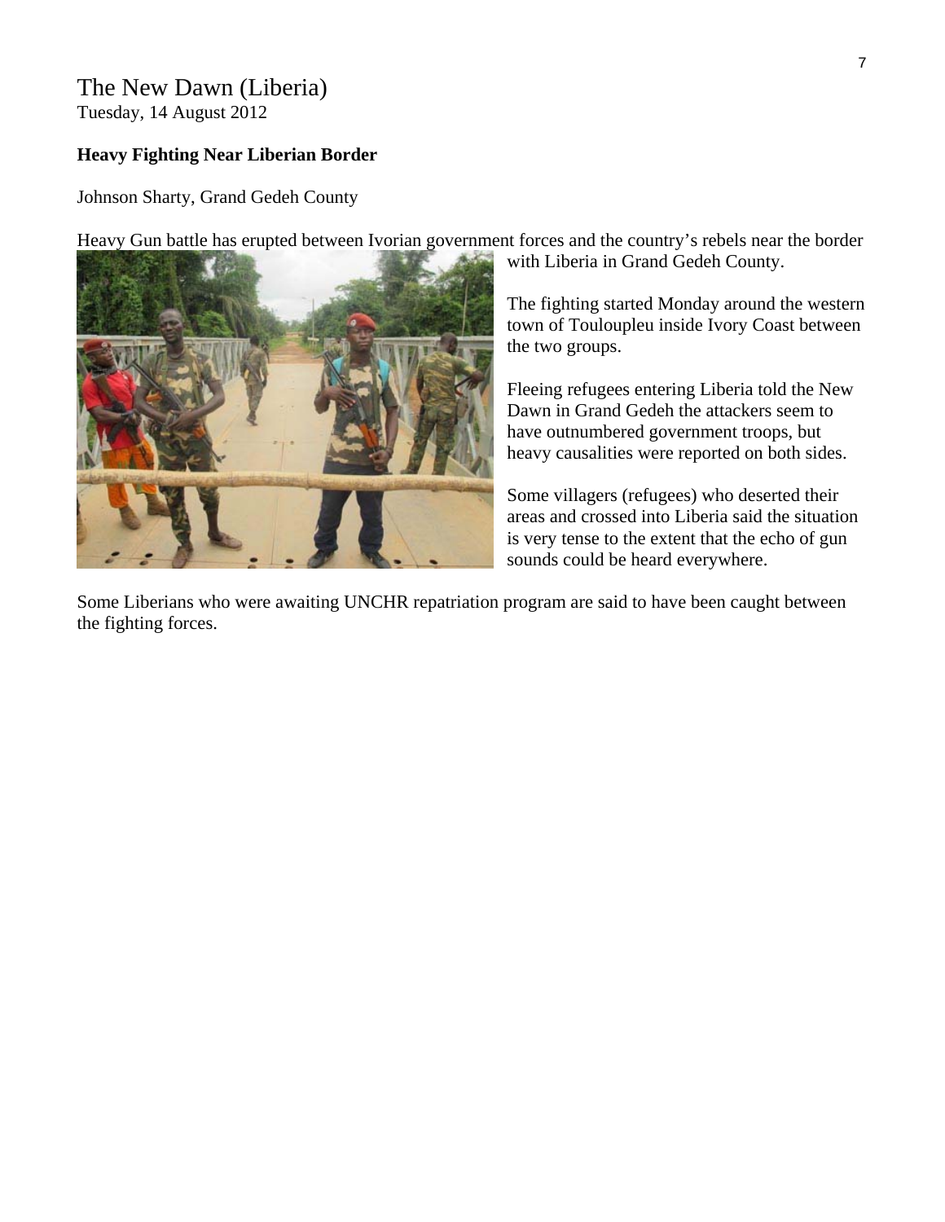The New Dawn (Liberia)
Tuesday, 14 August 2012

**Heavy Fighting Near Liberian Border**

Johnson Sharty, Grand Gedeh County

Heavy Gun battle has erupted between Ivorian government forces and the country's rebels near the border with Liberia in Grand Gedeh County.

The fighting started Monday around the western town of Touloupleu inside Ivory Coast between the two groups.

Fleeing refugees entering Liberia told the New Dawn in Grand Gedeh the attackers seem to have outnumbered government troops, but heavy causalities were reported on both sides.

Some villagers (refugees) who deserted their areas and crossed into Liberia said the situation is very tense to the extent that the echo of gun sounds could be heard everywhere.

Some Liberians who were awaiting UNCHR repatriation program are said to have been caught between the fighting forces.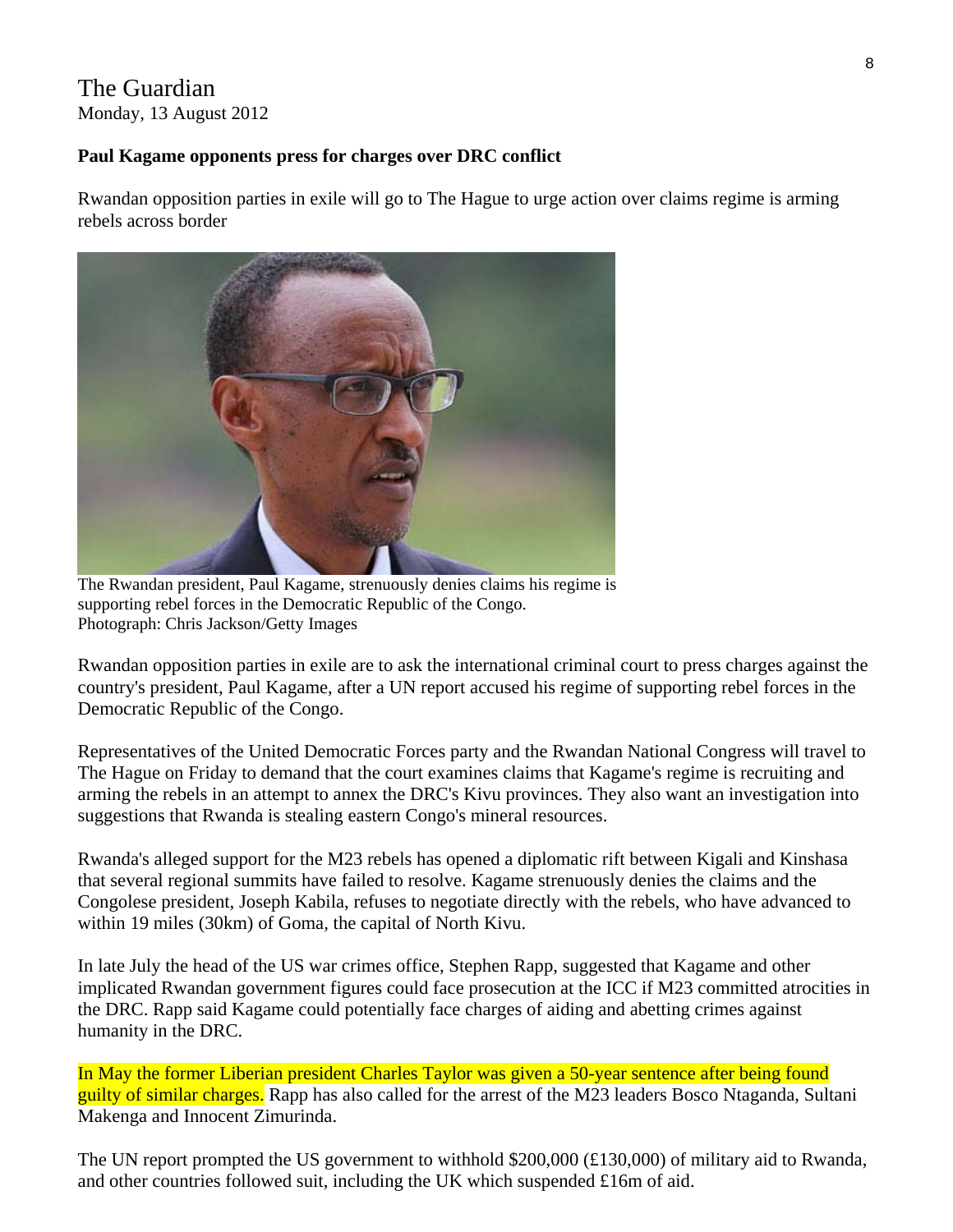The Guardian

Monday, 13 August 2012

**Paul Kagame opponents press for charges over DRC conflict**

Rwandan opposition parties in exile will go to The Hague to urge action over claims regime is arming rebels across border

The Rwandan president, Paul Kagame, strenuously denies claims his regime is supporting rebel forces in the Democratic Republic of the Congo. Photograph: Chris Jackson/Getty Images

Rwandan opposition parties in exile are to ask the international criminal court to press charges against the country's president, Paul Kagame, after a UN report accused his regime of supporting rebel forces in the Democratic Republic of the Congo.

Representatives of the United Democratic Forces party and the Rwandan National Congress will travel to The Hague on Friday to demand that the court examines claims that Kagame's regime is recruiting and arming the rebels in an attempt to annex the DRC's Kivu provinces. They also want an investigation into suggestions that Rwanda is stealing eastern Congo's mineral resources.

Rwanda's alleged support for the M23 rebels has opened a diplomatic rift between Kigali and Kinshasa that several regional summits have failed to resolve. Kagame strenuously denies the claims and the Congolese president, Joseph Kabila, refuses to negotiate directly with the rebels, who have advanced to within 19 miles (30km) of Goma, the capital of North Kivu.

In late July the head of the US war crimes office, Stephen Rapp, suggested that Kagame and other implicated Rwandan government figures could face prosecution at the ICC if M23 committed atrocities in the DRC. Rapp said Kagame could potentially face charges of aiding and abetting crimes against humanity in the DRC.

In May the former Liberian president Charles Taylor was given a 50-year sentence after being found guilty of similar charges. Rapp has also called for the arrest of the M23 leaders Bosco Ntaganda, Sultani Makenga and Innocent Zimurinda.

The UN report prompted the US government to withhold $200,000 (£130,000) of military aid to Rwanda, and other countries followed suit, including the UK which suspended £16m of aid.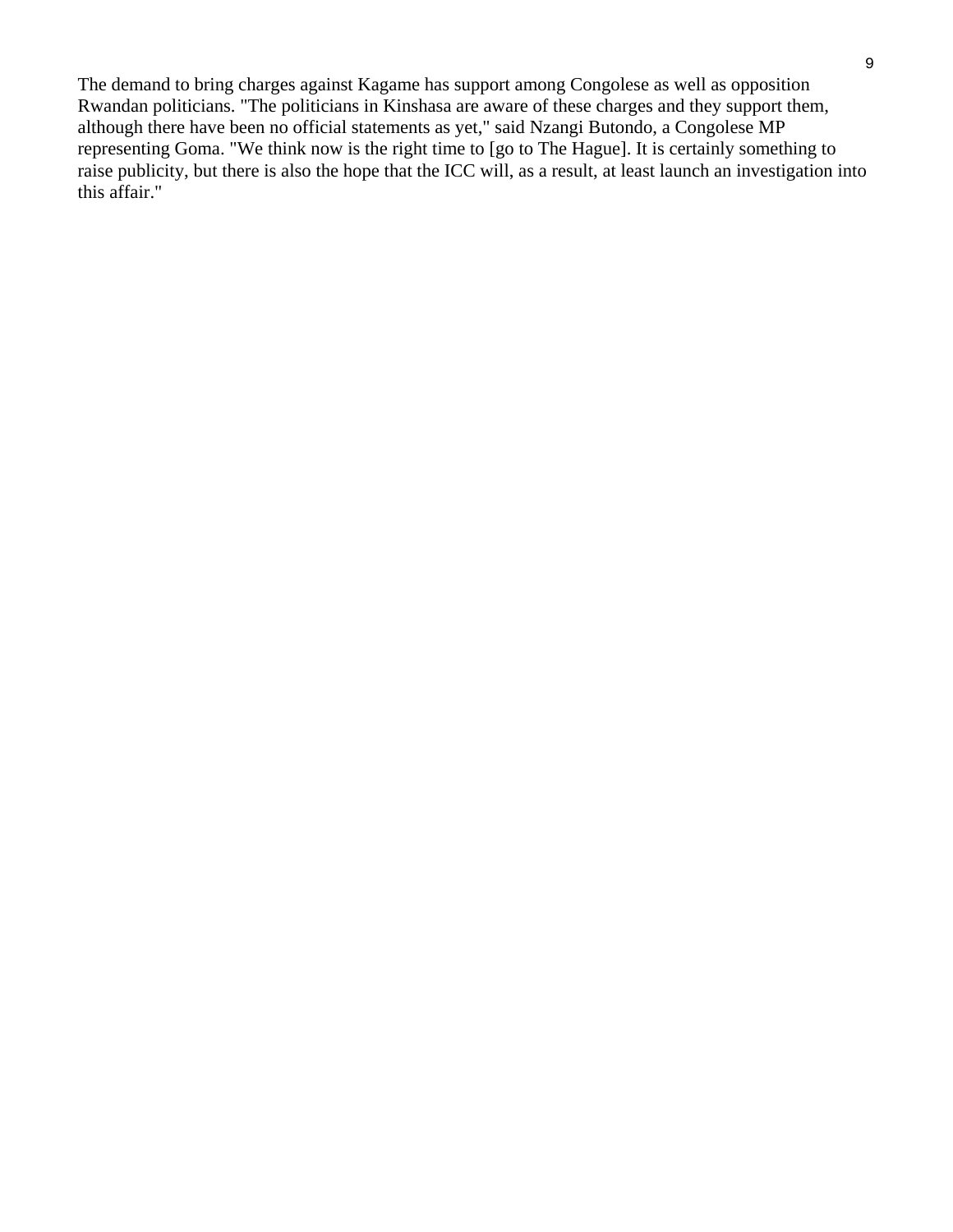The demand to bring charges against Kagame has support among Congolese as well as opposition Rwandan politicians. "The politicians in Kinshasa are aware of these charges and they support them, although there have been no official statements as yet," said Nzangi Butondo, a Congolese MP representing Goma. "We think now is the right time to [go to The Hague]. It is certainly something to raise publicity, but there is also the hope that the ICC will, as a result, at least launch an investigation into this affair."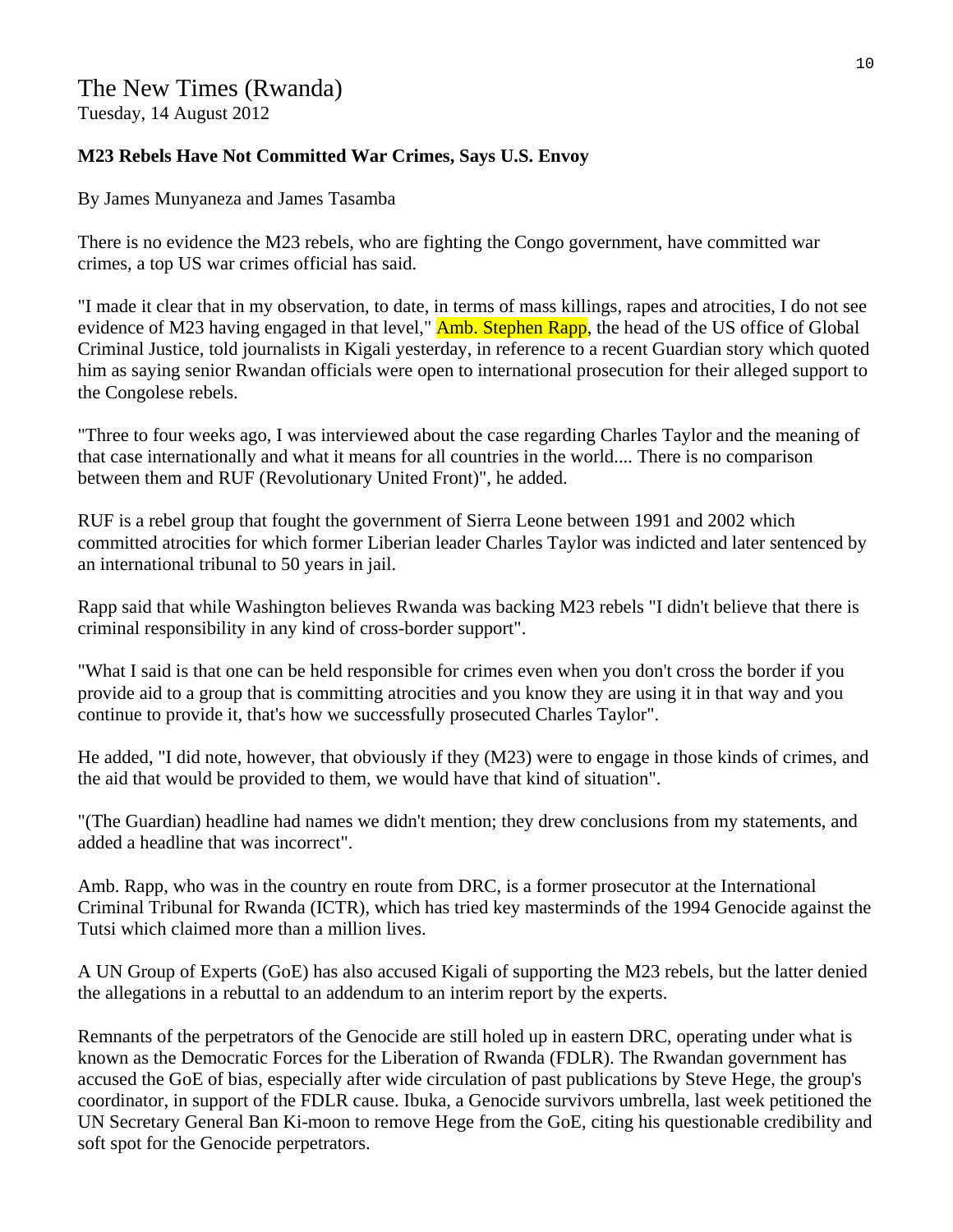# The New Times (Rwanda)

Tuesday, 14 August 2012

**M23 Rebels Have Not Committed War Crimes, Says U.S. Envoy**

By James Munyaneza and James Tasamba

There is no evidence the M23 rebels, who are fighting the Congo government, have committed war crimes, a top US war crimes official has said.

"I made it clear that in my observation, to date, in terms of mass killings, rapes and atrocities, I do not see evidence of M23 having engaged in that level," Amb. Stephen Rapp, the head of the US office of Global Criminal Justice, told journalists in Kigali yesterday, in reference to a recent Guardian story which quoted him as saying senior Rwandan officials were open to international prosecution for their alleged support to the Congolese rebels.

"Three to four weeks ago, I was interviewed about the case regarding Charles Taylor and the meaning of that case internationally and what it means for all countries in the world.... There is no comparison between them and RUF (Revolutionary United Front)", he added.

RUF is a rebel group that fought the government of Sierra Leone between 1991 and 2002 which committed atrocities for which former Liberian leader Charles Taylor was indicted and later sentenced by an international tribunal to 50 years in jail.

Rapp said that while Washington believes Rwanda was backing M23 rebels "I didn't believe that there is criminal responsibility in any kind of cross-border support".

"What I said is that one can be held responsible for crimes even when you don't cross the border if you provide aid to a group that is committing atrocities and you know they are using it in that way and you continue to provide it, that's how we successfully prosecuted Charles Taylor".

He added, "I did note, however, that obviously if they (M23) were to engage in those kinds of crimes, and the aid that would be provided to them, we would have that kind of situation".

"(The Guardian) headline had names we didn't mention; they drew conclusions from my statements, and added a headline that was incorrect".

Amb. Rapp, who was in the country en route from DRC, is a former prosecutor at the International Criminal Tribunal for Rwanda (ICTR), which has tried key masterminds of the 1994 Genocide against the Tutsi which claimed more than a million lives.

A UN Group of Experts (GoE) has also accused Kigali of supporting the M23 rebels, but the latter denied the allegations in a rebuttal to an addendum to an interim report by the experts.

Remnants of the perpetrators of the Genocide are still holed up in eastern DRC, operating under what is known as the Democratic Forces for the Liberation of Rwanda (FDLR). The Rwandan government has accused the GoE of bias, especially after wide circulation of past publications by Steve Hege, the group's coordinator, in support of the FDLR cause. Ibuka, a Genocide survivors umbrella, last week petitioned the UN Secretary General Ban Ki-moon to remove Hege from the GoE, citing his questionable credibility and soft spot for the Genocide perpetrators.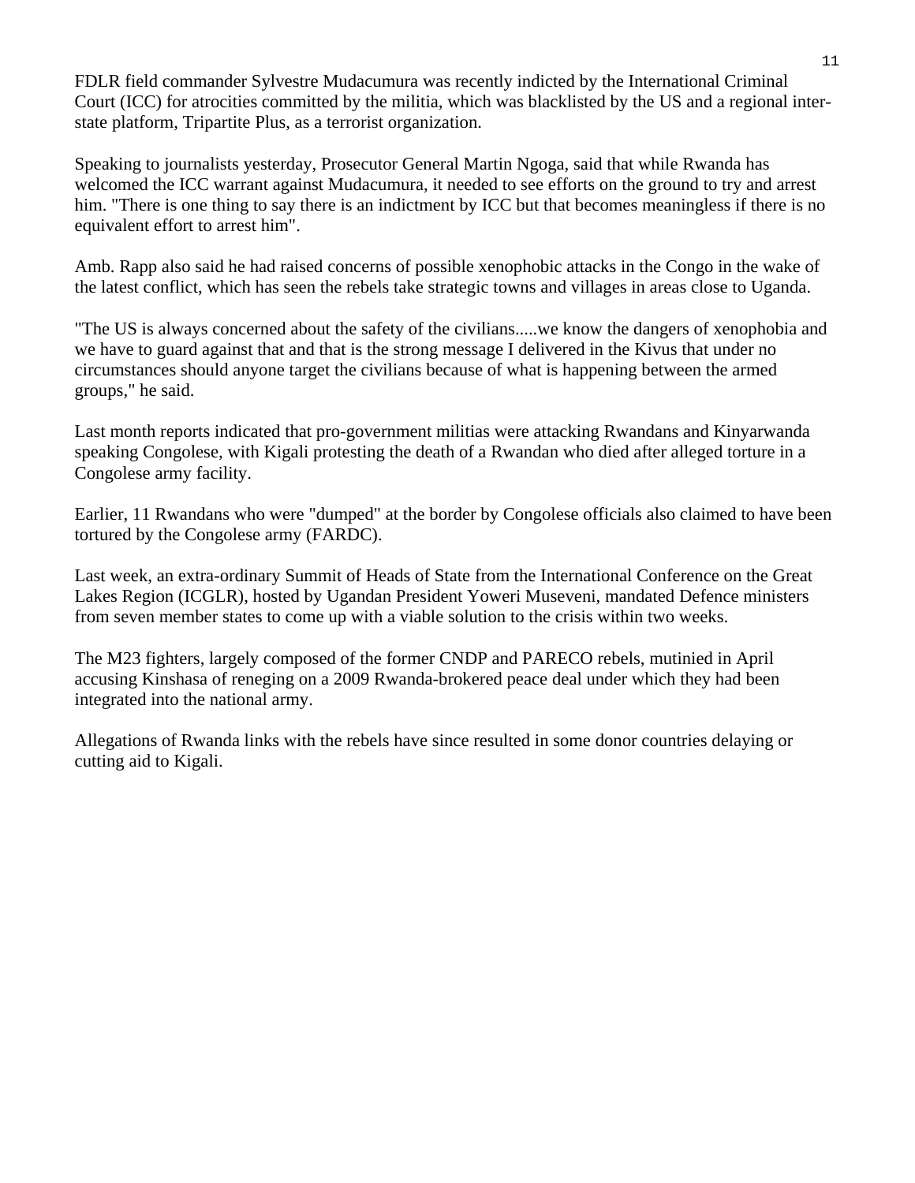FDLR field commander Sylvestre Mudacumura was recently indicted by the International Criminal Court (ICC) for atrocities committed by the militia, which was blacklisted by the US and a regional inter-state platform, Tripartite Plus, as a terrorist organization.

Speaking to journalists yesterday, Prosecutor General Martin Ngoga, said that while Rwanda has welcomed the ICC warrant against Mudacumura, it needed to see efforts on the ground to try and arrest him. "There is one thing to say there is an indictment by ICC but that becomes meaningless if there is no equivalent effort to arrest him".

Amb. Rapp also said he had raised concerns of possible xenophobic attacks in the Congo in the wake of the latest conflict, which has seen the rebels take strategic towns and villages in areas close to Uganda.

"The US is always concerned about the safety of the civilians.....we know the dangers of xenophobia and we have to guard against that and that is the strong message I delivered in the Kivus that under no circumstances should anyone target the civilians because of what is happening between the armed groups," he said.

Last month reports indicated that pro-government militias were attacking Rwandans and Kinyarwanda speaking Congolese, with Kigali protesting the death of a Rwandan who died after alleged torture in a Congolese army facility.

Earlier, 11 Rwandans who were "dumped" at the border by Congolese officials also claimed to have been tortured by the Congolese army (FARDC).

Last week, an extra-ordinary Summit of Heads of State from the International Conference on the Great Lakes Region (ICGLR), hosted by Ugandan President Yoweri Museveni, mandated Defence ministers from seven member states to come up with a viable solution to the crisis within two weeks.

The M23 fighters, largely composed of the former CNDP and PARECO rebels, mutinied in April accusing Kinshasa of reneging on a 2009 Rwanda-brokered peace deal under which they had been integrated into the national army.

Allegations of Rwanda links with the rebels have since resulted in some donor countries delaying or cutting aid to Kigali.